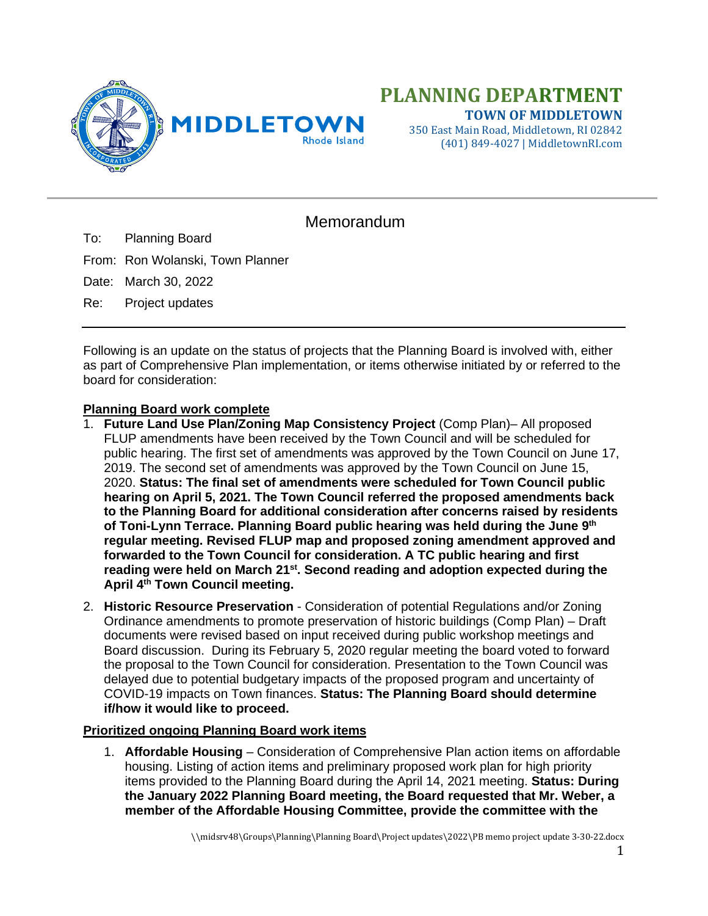# PLANNING DEPARTMENT

**TOWN OF MIDDLETOWN**

350 East Main Road, Middletown, RI 02842
(401) 849-4027 | MiddletownRI.com

## Memorandum

To: Planning Board

From: Ron Wolanski, Town Planner

Date: March 30, 2022

Re: Project updates

---

Following is an update on the status of projects that the Planning Board is involved with, either as part of Comprehensive Plan implementation, or items otherwise initiated by or referred to the board for consideration:

**Planning Board work complete**

1. **Future Land Use Plan/Zoning Map Consistency Project** (Comp Plan)– All proposed FLUP amendments have been received by the Town Council and will be scheduled for public hearing. The first set of amendments was approved by the Town Council on June 17, 2019. The second set of amendments was approved by the Town Council on June 15, 2020. **Status: The final set of amendments were scheduled for Town Council public hearing on April 5, 2021. The Town Council referred the proposed amendments back to the Planning Board for additional consideration after concerns raised by residents of Toni-Lynn Terrace. Planning Board public hearing was held during the June 9th regular meeting. Revised FLUP map and proposed zoning amendment approved and forwarded to the Town Council for consideration. A TC public hearing and first reading were held on March 21st. Second reading and adoption expected during the April 4th Town Council meeting.**
2. **Historic Resource Preservation** - Consideration of potential Regulations and/or Zoning Ordinance amendments to promote preservation of historic buildings (Comp Plan) – Draft documents were revised based on input received during public workshop meetings and Board discussion. During its February 5, 2020 regular meeting the board voted to forward the proposal to the Town Council for consideration. Presentation to the Town Council was delayed due to potential budgetary impacts of the proposed program and uncertainty of COVID-19 impacts on Town finances. **Status: The Planning Board should determine if/how it would like to proceed.**

**Prioritized ongoing Planning Board work items**

1. **Affordable Housing** – Consideration of Comprehensive Plan action items on affordable housing. Listing of action items and preliminary proposed work plan for high priority items provided to the Planning Board during the April 14, 2021 meeting. **Status: During the January 2022 Planning Board meeting, the Board requested that Mr. Weber, a member of the Affordable Housing Committee, provide the committee with the**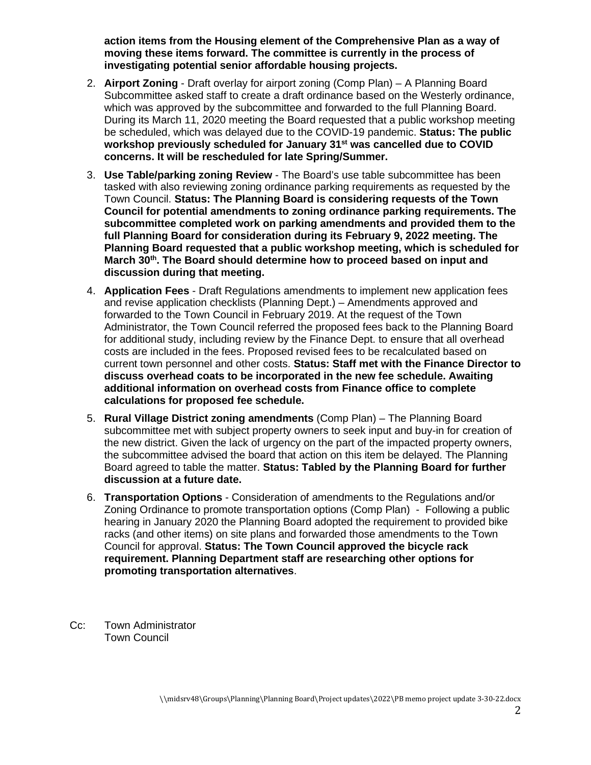**action items from the Housing element of the Comprehensive Plan as a way of moving these items forward. The committee is currently in the process of investigating potential senior affordable housing projects.**

2. **Airport Zoning** - Draft overlay for airport zoning (Comp Plan) – A Planning Board Subcommittee asked staff to create a draft ordinance based on the Westerly ordinance, which was approved by the subcommittee and forwarded to the full Planning Board. During its March 11, 2020 meeting the Board requested that a public workshop meeting be scheduled, which was delayed due to the COVID-19 pandemic. **Status: The public workshop previously scheduled for January 31st was cancelled due to COVID concerns. It will be rescheduled for late Spring/Summer.**

3. **Use Table/parking zoning Review** - The Board's use table subcommittee has been tasked with also reviewing zoning ordinance parking requirements as requested by the Town Council. **Status: The Planning Board is considering requests of the Town Council for potential amendments to zoning ordinance parking requirements. The subcommittee completed work on parking amendments and provided them to the full Planning Board for consideration during its February 9, 2022 meeting. The Planning Board requested that a public workshop meeting, which is scheduled for March 30th. The Board should determine how to proceed based on input and discussion during that meeting.**

4. **Application Fees** - Draft Regulations amendments to implement new application fees and revise application checklists (Planning Dept.) – Amendments approved and forwarded to the Town Council in February 2019. At the request of the Town Administrator, the Town Council referred the proposed fees back to the Planning Board for additional study, including review by the Finance Dept. to ensure that all overhead costs are included in the fees. Proposed revised fees to be recalculated based on current town personnel and other costs. **Status: Staff met with the Finance Director to discuss overhead coats to be incorporated in the new fee schedule. Awaiting additional information on overhead costs from Finance office to complete calculations for proposed fee schedule.**

5. **Rural Village District zoning amendments** (Comp Plan) – The Planning Board subcommittee met with subject property owners to seek input and buy-in for creation of the new district. Given the lack of urgency on the part of the impacted property owners, the subcommittee advised the board that action on this item be delayed. The Planning Board agreed to table the matter. **Status: Tabled by the Planning Board for further discussion at a future date.**

6. **Transportation Options** - Consideration of amendments to the Regulations and/or Zoning Ordinance to promote transportation options (Comp Plan) - Following a public hearing in January 2020 the Planning Board adopted the requirement to provided bike racks (and other items) on site plans and forwarded those amendments to the Town Council for approval. **Status: The Town Council approved the bicycle rack requirement. Planning Department staff are researching other options for promoting transportation alternatives**.

Cc: Town Administrator
Town Council

\\midsrv48\Groups\Planning\Planning Board\Project updates\2022\PB memo project update 3-30-22.docx